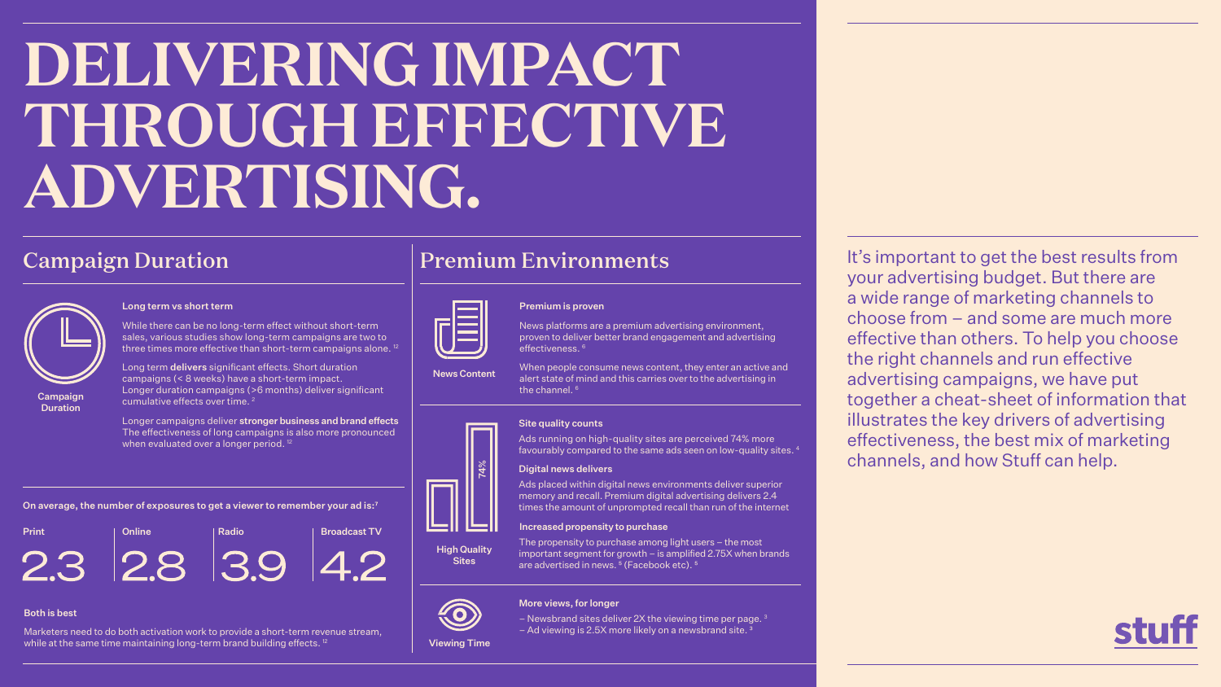# DELIVERING IMPACT THROUGH EFFECTIVE ADVERTISING.

## Campaign Duration

Campaign Duration

**Long term vs short term**

While there can be no long-term effect without short-term sales, various studies show long-term campaigns are two to three times more effective than short-term campaigns alone.[12]

Long term **delivers** significant effects. Short duration campaigns (< 8 weeks) have a short-term impact. Longer duration campaigns (>6 months) deliver significant cumulative effects over time.[2]

Longer campaigns deliver **stronger business and brand effects** The effectiveness of long campaigns is also more pronounced when evaluated over a longer period.[12]

**On average, the number of exposures to get a viewer to remember your ad is:**[7]

| Print | Online | Radio | Broadcast TV |
| --- | --- | --- | --- |
| 2.3 | 2.8 | 3.9 | 4.2 |

**Both is best**

Marketers need to do both activation work to provide a short-term revenue stream, while at the same time maintaining long-term brand building effects.[12]

## Premium Environments

News Content

**Premium is proven**

News platforms are a premium advertising environment, proven to deliver better brand engagement and advertising effectiveness.[6]

When people consume news content, they enter an active and alert state of mind and this carries over to the advertising in the channel.[6]

High Quality Sites

74%

**Site quality counts**

Ads running on high-quality sites are perceived 74% more favourably compared to the same ads seen on low-quality sites.[4]

**Digital news delivers**

Ads placed within digital news environments deliver superior memory and recall. Premium digital advertising delivers 2.4 times the amount of unprompted recall than run of the internet

**Increased propensity to purchase**

The propensity to purchase among light users – the most important segment for growth – is amplified 2.75X when brands are advertised in news.[5] (Facebook etc).[5]

Viewing Time

**More views, for longer**

– Newsbrand sites deliver 2X the viewing time per page.[3]
– Ad viewing is 2.5X more likely on a newsbrand site.[3]

It's important to get the best results from your advertising budget. But there are a wide range of marketing channels to choose from – and some are much more effective than others. To help you choose the right channels and run effective advertising campaigns, we have put together a cheat-sheet of information that illustrates the key drivers of advertising effectiveness, the best mix of marketing channels, and how Stuff can help.

stuff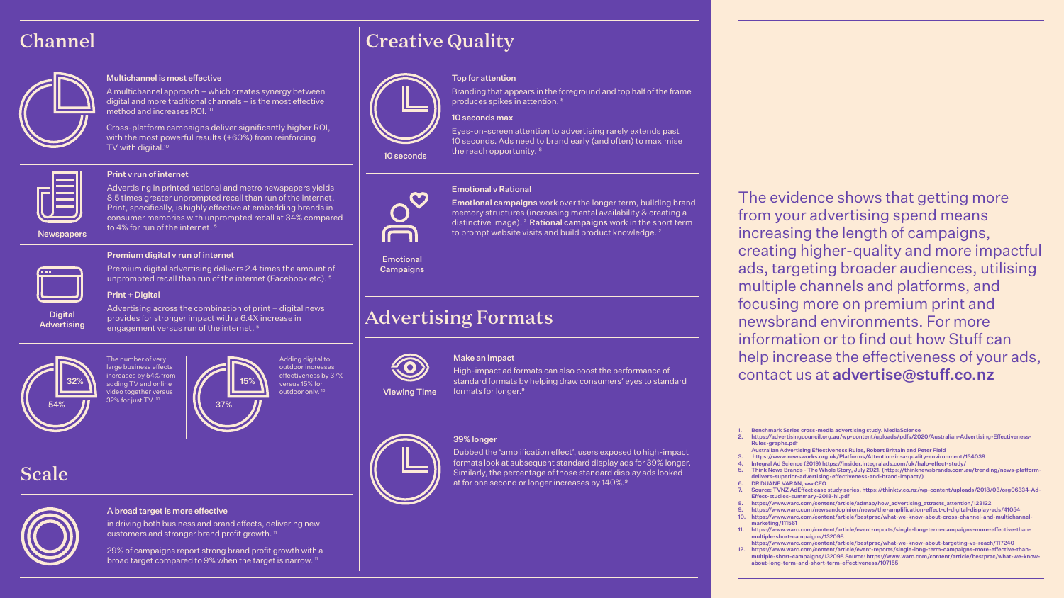## Channel

Multichannel is most effective

A multichannel approach – which creates synergy between digital and more traditional channels – is the most effective method and increases ROI. [10]

Cross-platform campaigns deliver significantly higher ROI, with the most powerful results (+60%) from reinforcing TV with digital.[10]

Newspapers

Print v run of internet

Advertising in printed national and metro newspapers yields 8.5 times greater unprompted recall than run of the internet. Print, specifically, is highly effective at embedding brands in consumer memories with unprompted recall at 34% compared to 4% for run of the internet. [5]

Digital Advertising

Premium digital v run of internet

Premium digital advertising delivers 2.4 times the amount of unprompted recall than run of the internet (Facebook etc). [5]

Print + Digital

Advertising across the combination of print + digital news provides for stronger impact with a 6.4X increase in engagement versus run of the internet. [5]

32%

54%

The number of very large business effects increases by 54% from adding TV and online video together versus 32% for just TV. [10]

15%

37%

Adding digital to outdoor increases effectiveness by 37% versus 15% for outdoor only. [10]

## Scale

A broad target is more effective

in driving both business and brand effects, delivering new customers and stronger brand profit growth. [11]

29% of campaigns report strong brand profit growth with a broad target compared to 9% when the target is narrow. [11]

## Creative Quality

10 seconds

Top for attention

Branding that appears in the foreground and top half of the frame produces spikes in attention. [8]

10 seconds max

Eyes-on-screen attention to advertising rarely extends past 10 seconds. Ads need to brand early (and often) to maximise the reach opportunity. [8]

Emotional Campaigns

Emotional v Rational

**Emotional campaigns** work over the longer term, building brand memory structures (increasing mental availability & creating a distinctive image). [2] **Rational campaigns** work in the short term to prompt website visits and build product knowledge. [2]

## Advertising Formats

Viewing Time

Make an impact

High-impact ad formats can also boost the performance of standard formats by helping draw consumers' eyes to standard formats for longer.[9]

39% longer

Dubbed the 'amplification effect', users exposed to high-impact formats look at subsequent standard display ads for 39% longer. Similarly, the percentage of those standard display ads looked at for one second or longer increases by 140%.[9]

The evidence shows that getting more from your advertising spend means increasing the length of campaigns, creating higher-quality and more impactful ads, targeting broader audiences, utilising multiple channels and platforms, and focusing more on premium print and newsbrand environments. For more information or to find out how Stuff can help increase the effectiveness of your ads, contact us at **advertise@stuff.co.nz**

1. Benchmark Series cross-media advertising study. MediaScience
2. https://advertisingcouncil.org.au/wp-content/uploads/pdfs/2020/Australian-Advertising-Effectiveness-Rules-graphs.pdf
   Australian Advertising Effectiveness Rules, Robert Brittain and Peter Field
3. https://www.newsworks.org.uk/Platforms/Attention-in-a-quality-environment/134039
4. Integral Ad Science (2019) https://insider.integralads.com/uk/halo-effect-study/
5. Think News Brands - The Whole Story, July 2021. (https://thinknewsbrands.com.au/trending/news-platform-delivers-superior-advertising-effectiveness-and-brand-impact/)
6. DR DUANE VARAN, ww CEO
7. Source: TVNZ AdEffect case study series. https://thinktv.co.nz/wp-content/uploads/2018/03/org06334-Ad-Effect-studies-summary-2018-hi.pdf
8. https://www.warc.com/content/article/admap/how_advertising_attracts_attention/123122
9. https://www.warc.com/newsandopinion/news/the-amplification-effect-of-digital-display-ads/41054
10. https://www.warc.com/content/article/bestprac/what-we-know-about-cross-channel-and-multichannel-marketing/111561
11. https://www.warc.com/content/article/event-reports/single-long-term-campaigns-more-effective-than-multiple-short-campaigns/132098
    https://www.warc.com/content/article/bestprac/what-we-know-about-targeting-vs-reach/117240
12. https://www.warc.com/content/article/event-reports/single-long-term-campaigns-more-effective-than-multiple-short-campaigns/132098 Source: https://www.warc.com/content/article/bestprac/what-we-know-about-long-term-and-short-term-effectiveness/107155